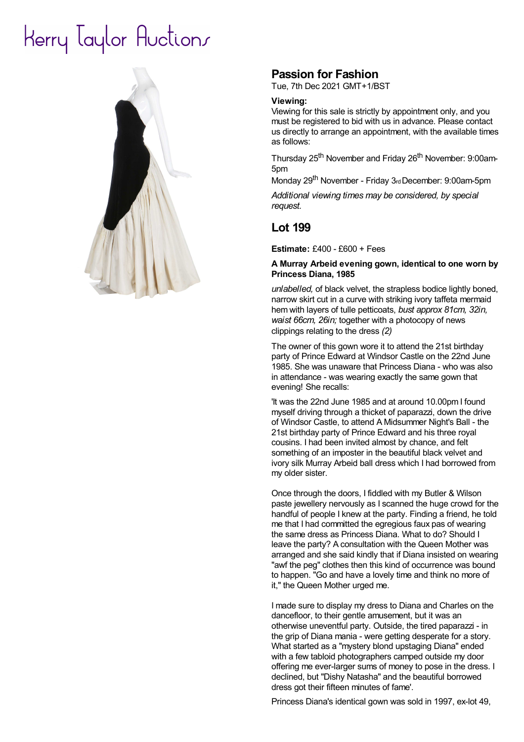# Kerry Taylor Auctions

## Passion for Fashion

Tue, 7th Dec 2021 GMT+1/BST

**Viewing:**

Viewing for this sale is strictly by appointment only, and you must be registered to bid with us in advance. Please contact us directly to arrange an appointment, with the available times as follows:

Thursday 25th November and Friday 26th November: 9:00am-5pm

Monday 29th November - Friday 3rd December: 9:00am-5pm

*Additional viewing times may be considered, by special request.*

## Lot 199

**Estimate:** £400 - £600 + Fees

**A Murray Arbeid evening gown, identical to one worn by Princess Diana, 1985**

*unlabelled,* of black velvet, the strapless bodice lightly boned, narrow skirt cut in a curve with striking ivory taffeta mermaid hem with layers of tulle petticoats, *bust approx 81cm, 32in, waist 66cm, 26in;* together with a photocopy of news clippings relating to the dress *(2)*

The owner of this gown wore it to attend the 21st birthday party of Prince Edward at Windsor Castle on the 22nd June 1985. She was unaware that Princess Diana - who was also in attendance - was wearing exactly the same gown that evening! She recalls:

'It was the 22nd June 1985 and at around 10.00pm I found myself driving through a thicket of paparazzi, down the drive of Windsor Castle, to attend A Midsummer Night's Ball - the 21st birthday party of Prince Edward and his three royal cousins. I had been invited almost by chance, and felt something of an imposter in the beautiful black velvet and ivory silk Murray Arbeid ball dress which I had borrowed from my older sister.

Once through the doors, I fiddled with my Butler & Wilson paste jewellery nervously as I scanned the huge crowd for the handful of people I knew at the party. Finding a friend, he told me that I had committed the egregious faux pas of wearing the same dress as Princess Diana. What to do? Should I leave the party? A consultation with the Queen Mother was arranged and she said kindly that if Diana insisted on wearing "awf the peg" clothes then this kind of occurrence was bound to happen. "Go and have a lovely time and think no more of it," the Queen Mother urged me.

I made sure to display my dress to Diana and Charles on the dancefloor, to their gentle amusement, but it was an otherwise uneventful party. Outside, the tired paparazzi - in the grip of Diana mania - were getting desperate for a story. What started as a "mystery blond upstaging Diana" ended with a few tabloid photographers camped outside my door offering me ever-larger sums of money to pose in the dress. I declined, but "Dishy Natasha" and the beautiful borrowed dress got their fifteen minutes of fame'.

Princess Diana's identical gown was sold in 1997, ex-lot 49,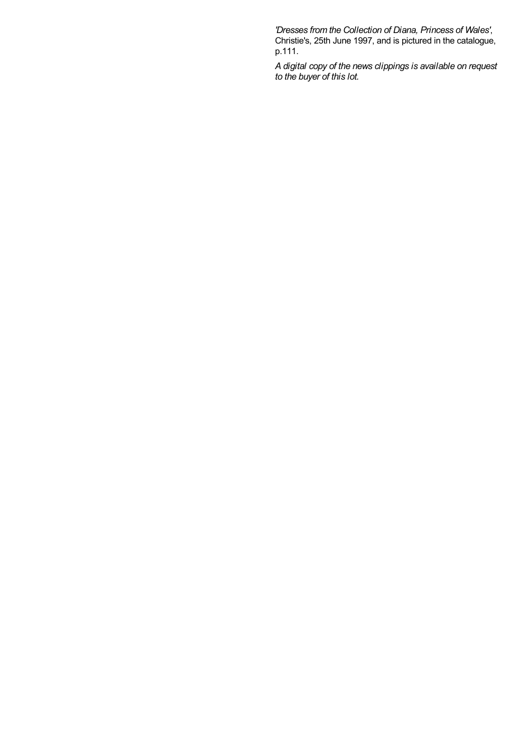*'Dresses from the Collection of Diana, Princess of Wales'*, Christie's, 25th June 1997, and is pictured in the catalogue, p.111.

*A digital copy of the news clippings is available on request to the buyer of this lot.*